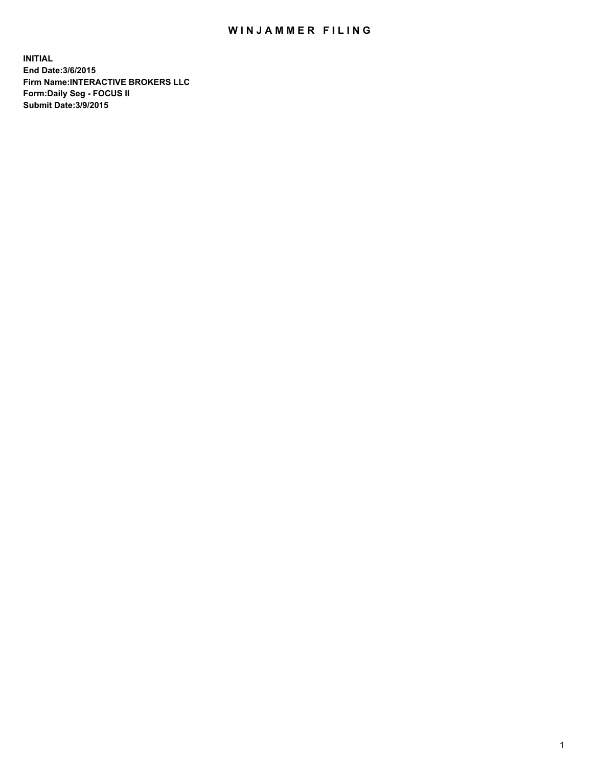# WINJAMMER FILING

**INITIAL**
**End Date:3/6/2015**
**Firm Name:INTERACTIVE BROKERS LLC**
**Form:Daily Seg - FOCUS II**
**Submit Date:3/9/2015**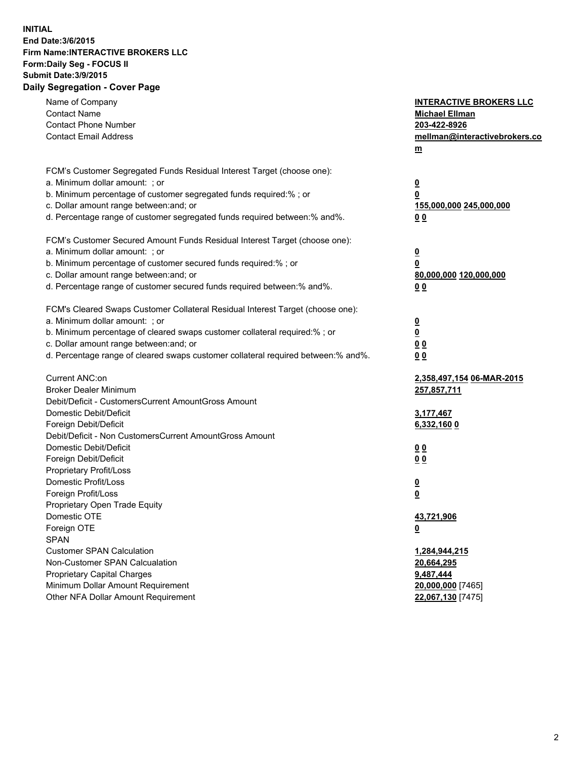**INITIAL**
**End Date:3/6/2015**
**Firm Name:INTERACTIVE BROKERS LLC**
**Form:Daily Seg - FOCUS II**
**Submit Date:3/9/2015**

## Daily Segregation - Cover Page

| | |
|---|---|
| Name of Company | **INTERACTIVE BROKERS LLC** |
| Contact Name | **Michael Ellman** |
| Contact Phone Number | **203-422-8926** |
| Contact Email Address | **mellman@interactivebrokers.com** |
| | |
| FCM's Customer Segregated Funds Residual Interest Target (choose one): | |
| a. Minimum dollar amount: ; or | **0** |
| b. Minimum percentage of customer segregated funds required:% ; or | **0** |
| c. Dollar amount range between:and; or | **155,000,000 245,000,000** |
| d. Percentage range of customer segregated funds required between:% and%. | **0 0** |
| | |
| FCM's Customer Secured Amount Funds Residual Interest Target (choose one): | |
| a. Minimum dollar amount: ; or | **0** |
| b. Minimum percentage of customer secured funds required:% ; or | **0** |
| c. Dollar amount range between:and; or | **80,000,000 120,000,000** |
| d. Percentage range of customer secured funds required between:% and%. | **0 0** |
| | |
| FCM's Cleared Swaps Customer Collateral Residual Interest Target (choose one): | |
| a. Minimum dollar amount: ; or | **0** |
| b. Minimum percentage of cleared swaps customer collateral required:% ; or | **0** |
| c. Dollar amount range between:and; or | **0 0** |
| d. Percentage range of cleared swaps customer collateral required between:% and%. | **0 0** |
| | |
| Current ANC:on | **2,358,497,154 06-MAR-2015** |
| Broker Dealer Minimum | **257,857,711** |
| Debit/Deficit - CustomersCurrent AmountGross Amount | |
| Domestic Debit/Deficit | **3,177,467** |
| Foreign Debit/Deficit | **6,332,160 0** |
| Debit/Deficit - Non CustomersCurrent AmountGross Amount | |
| Domestic Debit/Deficit | **0 0** |
| Foreign Debit/Deficit | **0 0** |
| Proprietary Profit/Loss | |
| Domestic Profit/Loss | **0** |
| Foreign Profit/Loss | **0** |
| Proprietary Open Trade Equity | |
| Domestic OTE | **43,721,906** |
| Foreign OTE | **0** |
| SPAN | |
| Customer SPAN Calculation | **1,284,944,215** |
| Non-Customer SPAN Calcualation | **20,664,295** |
| Proprietary Capital Charges | **9,487,444** |
| Minimum Dollar Amount Requirement | **20,000,000** [7465] |
| Other NFA Dollar Amount Requirement | **22,067,130** [7475] |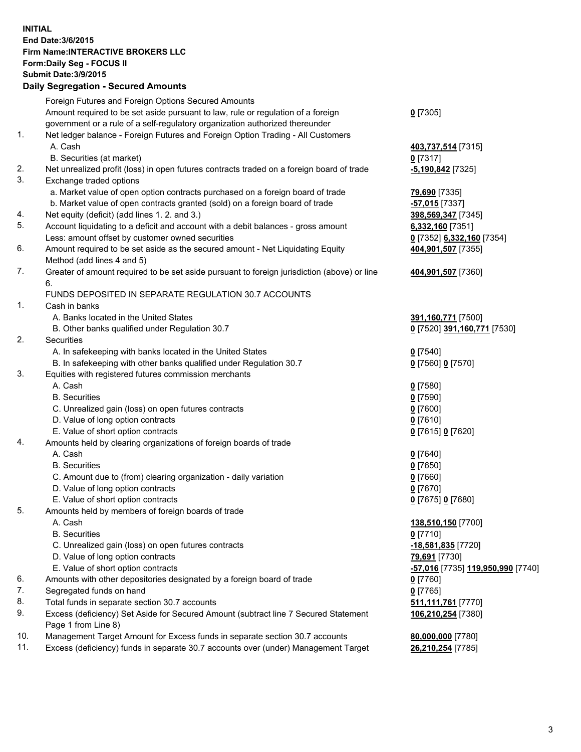**INITIAL**
**End Date:3/6/2015**
**Firm Name:INTERACTIVE BROKERS LLC**
**Form:Daily Seg - FOCUS II**
**Submit Date:3/9/2015**

## Daily Segregation - Secured Amounts

| | | |
|---|---|---|
| | Foreign Futures and Foreign Options Secured Amounts | |
| | Amount required to be set aside pursuant to law, rule or regulation of a foreign government or a rule of a self-regulatory organization authorized thereunder | **0** [7305] |
| 1. | Net ledger balance - Foreign Futures and Foreign Option Trading - All Customers | |
| | A. Cash | **403,737,514** [7315] |
| | B. Securities (at market) | **0** [7317] |
| 2. | Net unrealized profit (loss) in open futures contracts traded on a foreign board of trade | **-5,190,842** [7325] |
| 3. | Exchange traded options | |
| | a. Market value of open option contracts purchased on a foreign board of trade | **79,690** [7335] |
| | b. Market value of open contracts granted (sold) on a foreign board of trade | **-57,015** [7337] |
| 4. | Net equity (deficit) (add lines 1. 2. and 3.) | **398,569,347** [7345] |
| 5. | Account liquidating to a deficit and account with a debit balances - gross amount | **6,332,160** [7351] |
| | Less: amount offset by customer owned securities | **0** [7352] **6,332,160** [7354] |
| 6. | Amount required to be set aside as the secured amount - Net Liquidating Equity Method (add lines 4 and 5) | **404,901,507** [7355] |
| 7. | Greater of amount required to be set aside pursuant to foreign jurisdiction (above) or line 6. | **404,901,507** [7360] |
| | FUNDS DEPOSITED IN SEPARATE REGULATION 30.7 ACCOUNTS | |
| 1. | Cash in banks | |
| | A. Banks located in the United States | **391,160,771** [7500] |
| | B. Other banks qualified under Regulation 30.7 | **0** [7520] **391,160,771** [7530] |
| 2. | Securities | |
| | A. In safekeeping with banks located in the United States | **0** [7540] |
| | B. In safekeeping with other banks qualified under Regulation 30.7 | **0** [7560] **0** [7570] |
| 3. | Equities with registered futures commission merchants | |
| | A. Cash | **0** [7580] |
| | B. Securities | **0** [7590] |
| | C. Unrealized gain (loss) on open futures contracts | **0** [7600] |
| | D. Value of long option contracts | **0** [7610] |
| | E. Value of short option contracts | **0** [7615] **0** [7620] |
| 4. | Amounts held by clearing organizations of foreign boards of trade | |
| | A. Cash | **0** [7640] |
| | B. Securities | **0** [7650] |
| | C. Amount due to (from) clearing organization - daily variation | **0** [7660] |
| | D. Value of long option contracts | **0** [7670] |
| | E. Value of short option contracts | **0** [7675] **0** [7680] |
| 5. | Amounts held by members of foreign boards of trade | |
| | A. Cash | **138,510,150** [7700] |
| | B. Securities | **0** [7710] |
| | C. Unrealized gain (loss) on open futures contracts | **-18,581,835** [7720] |
| | D. Value of long option contracts | **79,691** [7730] |
| | E. Value of short option contracts | **-57,016** [7735] **119,950,990** [7740] |
| 6. | Amounts with other depositories designated by a foreign board of trade | **0** [7760] |
| 7. | Segregated funds on hand | **0** [7765] |
| 8. | Total funds in separate section 30.7 accounts | **511,111,761** [7770] |
| 9. | Excess (deficiency) Set Aside for Secured Amount (subtract line 7 Secured Statement Page 1 from Line 8) | **106,210,254** [7380] |
| 10. | Management Target Amount for Excess funds in separate section 30.7 accounts | **80,000,000** [7780] |
| 11. | Excess (deficiency) funds in separate 30.7 accounts over (under) Management Target | **26,210,254** [7785] |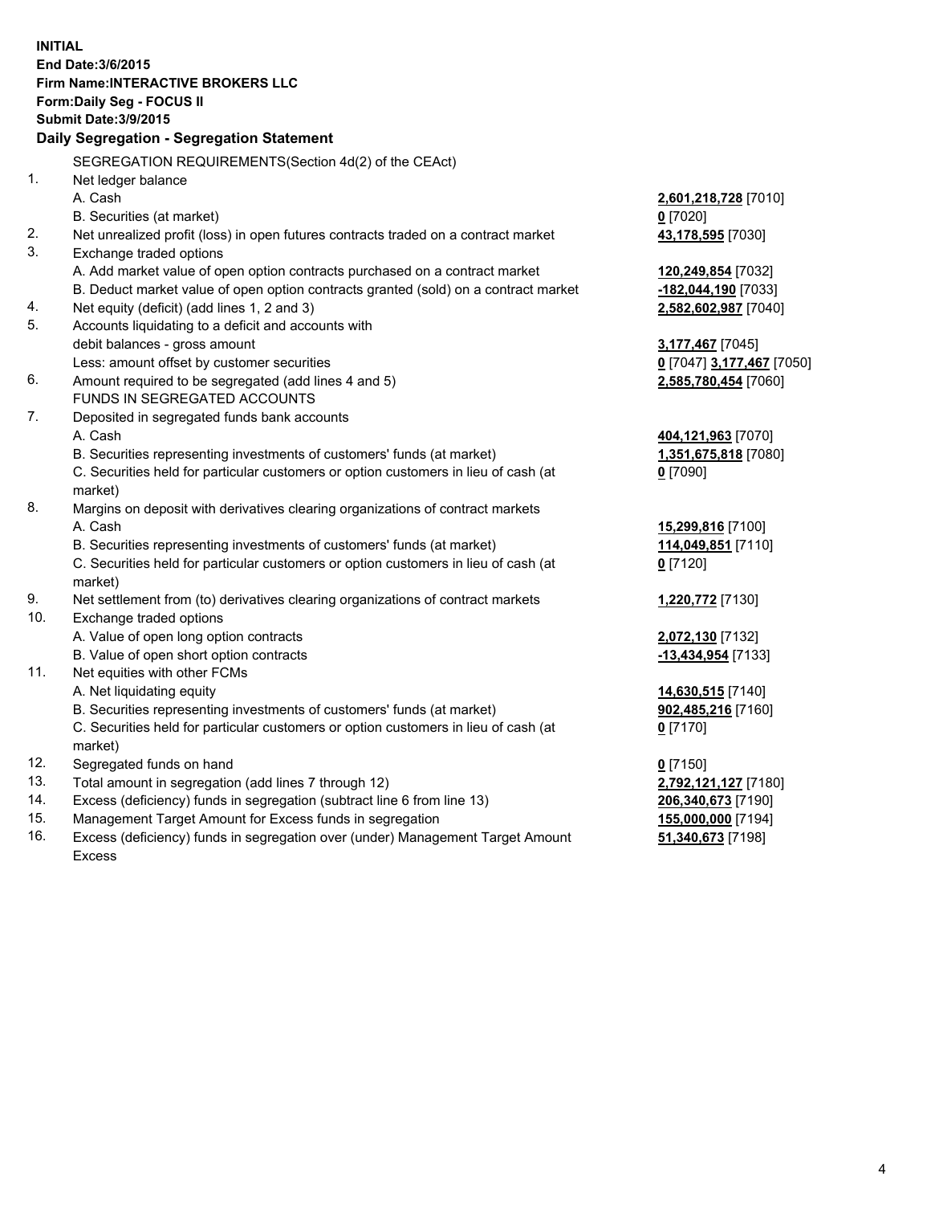**INITIAL**
**End Date:3/6/2015**
**Firm Name:INTERACTIVE BROKERS LLC**
**Form:Daily Seg - FOCUS II**
**Submit Date:3/9/2015**

**Daily Segregation - Segregation Statement**

| | | |
|---|---|---|
| | SEGREGATION REQUIREMENTS(Section 4d(2) of the CEAct) | |
| 1. | Net ledger balance | |
| | A. Cash | **2,601,218,728** [7010] |
| | B. Securities (at market) | **0** [7020] |
| 2. | Net unrealized profit (loss) in open futures contracts traded on a contract market | **43,178,595** [7030] |
| 3. | Exchange traded options | |
| | A. Add market value of open option contracts purchased on a contract market | **120,249,854** [7032] |
| | B. Deduct market value of open option contracts granted (sold) on a contract market | **-182,044,190** [7033] |
| 4. | Net equity (deficit) (add lines 1, 2 and 3) | **2,582,602,987** [7040] |
| 5. | Accounts liquidating to a deficit and accounts with debit balances - gross amount | **3,177,467** [7045] |
| | Less: amount offset by customer securities | **0** [7047] **3,177,467** [7050] |
| 6. | Amount required to be segregated (add lines 4 and 5) | **2,585,780,454** [7060] |
| | FUNDS IN SEGREGATED ACCOUNTS | |
| 7. | Deposited in segregated funds bank accounts | |
| | A. Cash | **404,121,963** [7070] |
| | B. Securities representing investments of customers' funds (at market) | **1,351,675,818** [7080] |
| | C. Securities held for particular customers or option customers in lieu of cash (at market) | **0** [7090] |
| 8. | Margins on deposit with derivatives clearing organizations of contract markets | |
| | A. Cash | **15,299,816** [7100] |
| | B. Securities representing investments of customers' funds (at market) | **114,049,851** [7110] |
| | C. Securities held for particular customers or option customers in lieu of cash (at market) | **0** [7120] |
| 9. | Net settlement from (to) derivatives clearing organizations of contract markets | **1,220,772** [7130] |
| 10. | Exchange traded options | |
| | A. Value of open long option contracts | **2,072,130** [7132] |
| | B. Value of open short option contracts | **-13,434,954** [7133] |
| 11. | Net equities with other FCMs | |
| | A. Net liquidating equity | **14,630,515** [7140] |
| | B. Securities representing investments of customers' funds (at market) | **902,485,216** [7160] |
| | C. Securities held for particular customers or option customers in lieu of cash (at market) | **0** [7170] |
| 12. | Segregated funds on hand | **0** [7150] |
| 13. | Total amount in segregation (add lines 7 through 12) | **2,792,121,127** [7180] |
| 14. | Excess (deficiency) funds in segregation (subtract line 6 from line 13) | **206,340,673** [7190] |
| 15. | Management Target Amount for Excess funds in segregation | **155,000,000** [7194] |
| 16. | Excess (deficiency) funds in segregation over (under) Management Target Amount Excess | **51,340,673** [7198] |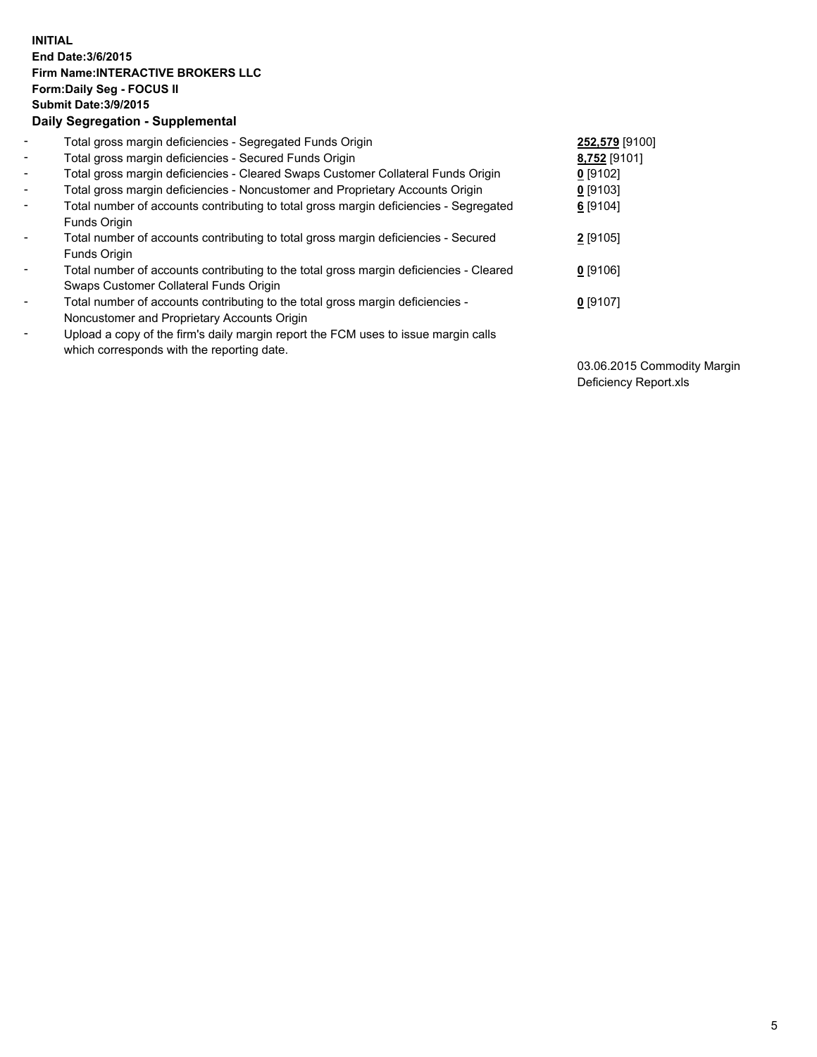**INITIAL**
**End Date:3/6/2015**
**Firm Name:INTERACTIVE BROKERS LLC**
**Form:Daily Seg - FOCUS II**
**Submit Date:3/9/2015**
**Daily Segregation - Supplemental**

| | | |
|---|---|---|
| - | Total gross margin deficiencies - Segregated Funds Origin | **252,579** [9100] |
| - | Total gross margin deficiencies - Secured Funds Origin | **8,752** [9101] |
| - | Total gross margin deficiencies - Cleared Swaps Customer Collateral Funds Origin | **0** [9102] |
| - | Total gross margin deficiencies - Noncustomer and Proprietary Accounts Origin | **0** [9103] |
| - | Total number of accounts contributing to total gross margin deficiencies - Segregated Funds Origin | **6** [9104] |
| - | Total number of accounts contributing to total gross margin deficiencies - Secured Funds Origin | **2** [9105] |
| - | Total number of accounts contributing to the total gross margin deficiencies - Cleared Swaps Customer Collateral Funds Origin | **0** [9106] |
| - | Total number of accounts contributing to the total gross margin deficiencies - Noncustomer and Proprietary Accounts Origin | **0** [9107] |
| - | Upload a copy of the firm's daily margin report the FCM uses to issue margin calls which corresponds with the reporting date. | 03.06.2015 Commodity Margin Deficiency Report.xls |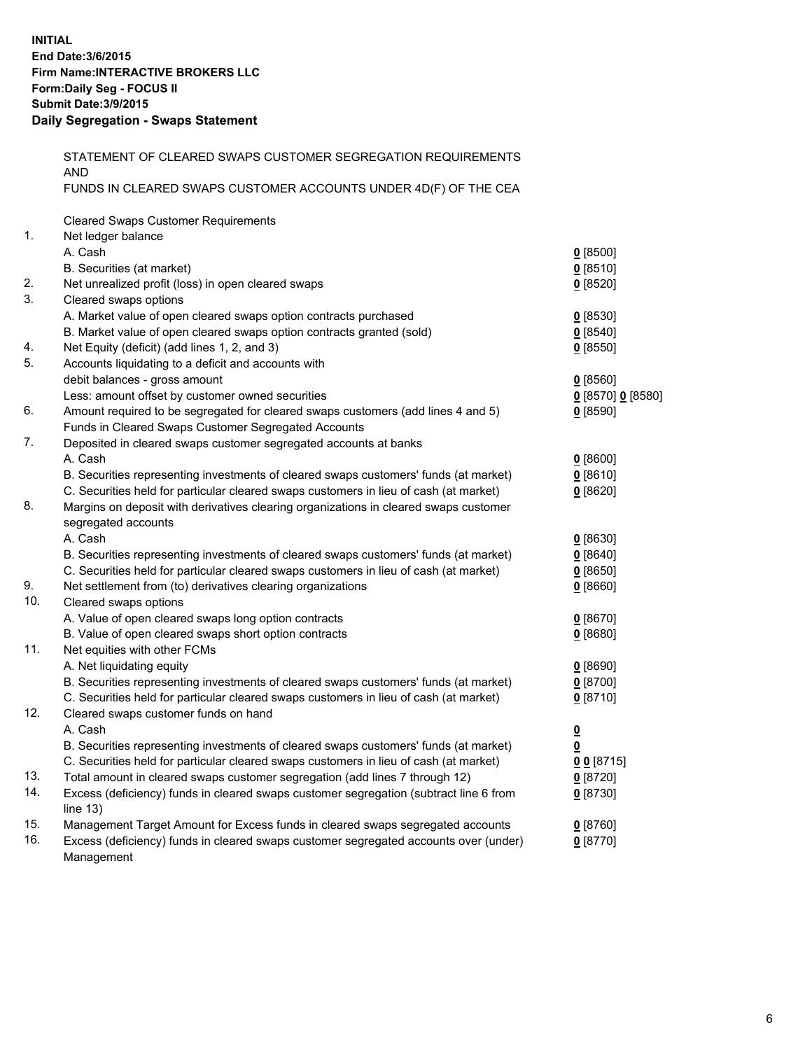**INITIAL**
**End Date:3/6/2015**
**Firm Name:INTERACTIVE BROKERS LLC**
**Form:Daily Seg - FOCUS II**
**Submit Date:3/9/2015**
**Daily Segregation - Swaps Statement**

STATEMENT OF CLEARED SWAPS CUSTOMER SEGREGATION REQUIREMENTS
AND
FUNDS IN CLEARED SWAPS CUSTOMER ACCOUNTS UNDER 4D(F) OF THE CEA

| | | |
|---|---|---|
| | Cleared Swaps Customer Requirements | |
| 1. | Net ledger balance | |
| | A. Cash | 0 [8500] |
| | B. Securities (at market) | 0 [8510] |
| 2. | Net unrealized profit (loss) in open cleared swaps | 0 [8520] |
| 3. | Cleared swaps options | |
| | A. Market value of open cleared swaps option contracts purchased | 0 [8530] |
| | B. Market value of open cleared swaps option contracts granted (sold) | 0 [8540] |
| 4. | Net Equity (deficit) (add lines 1, 2, and 3) | 0 [8550] |
| 5. | Accounts liquidating to a deficit and accounts with | |
| | debit balances - gross amount | 0 [8560] |
| | Less: amount offset by customer owned securities | 0 [8570] 0 [8580] |
| 6. | Amount required to be segregated for cleared swaps customers (add lines 4 and 5) | 0 [8590] |
| | Funds in Cleared Swaps Customer Segregated Accounts | |
| 7. | Deposited in cleared swaps customer segregated accounts at banks | |
| | A. Cash | 0 [8600] |
| | B. Securities representing investments of cleared swaps customers' funds (at market) | 0 [8610] |
| | C. Securities held for particular cleared swaps customers in lieu of cash (at market) | 0 [8620] |
| 8. | Margins on deposit with derivatives clearing organizations in cleared swaps customer segregated accounts | |
| | A. Cash | 0 [8630] |
| | B. Securities representing investments of cleared swaps customers' funds (at market) | 0 [8640] |
| | C. Securities held for particular cleared swaps customers in lieu of cash (at market) | 0 [8650] |
| 9. | Net settlement from (to) derivatives clearing organizations | 0 [8660] |
| 10. | Cleared swaps options | |
| | A. Value of open cleared swaps long option contracts | 0 [8670] |
| | B. Value of open cleared swaps short option contracts | 0 [8680] |
| 11. | Net equities with other FCMs | |
| | A. Net liquidating equity | 0 [8690] |
| | B. Securities representing investments of cleared swaps customers' funds (at market) | 0 [8700] |
| | C. Securities held for particular cleared swaps customers in lieu of cash (at market) | 0 [8710] |
| 12. | Cleared swaps customer funds on hand | |
| | A. Cash | 0 |
| | B. Securities representing investments of cleared swaps customers' funds (at market) | 0 |
| | C. Securities held for particular cleared swaps customers in lieu of cash (at market) | 0 0 [8715] |
| 13. | Total amount in cleared swaps customer segregation (add lines 7 through 12) | 0 [8720] |
| 14. | Excess (deficiency) funds in cleared swaps customer segregation (subtract line 6 from line 13) | 0 [8730] |
| 15. | Management Target Amount for Excess funds in cleared swaps segregated accounts | 0 [8760] |
| 16. | Excess (deficiency) funds in cleared swaps customer segregated accounts over (under) Management | 0 [8770] |